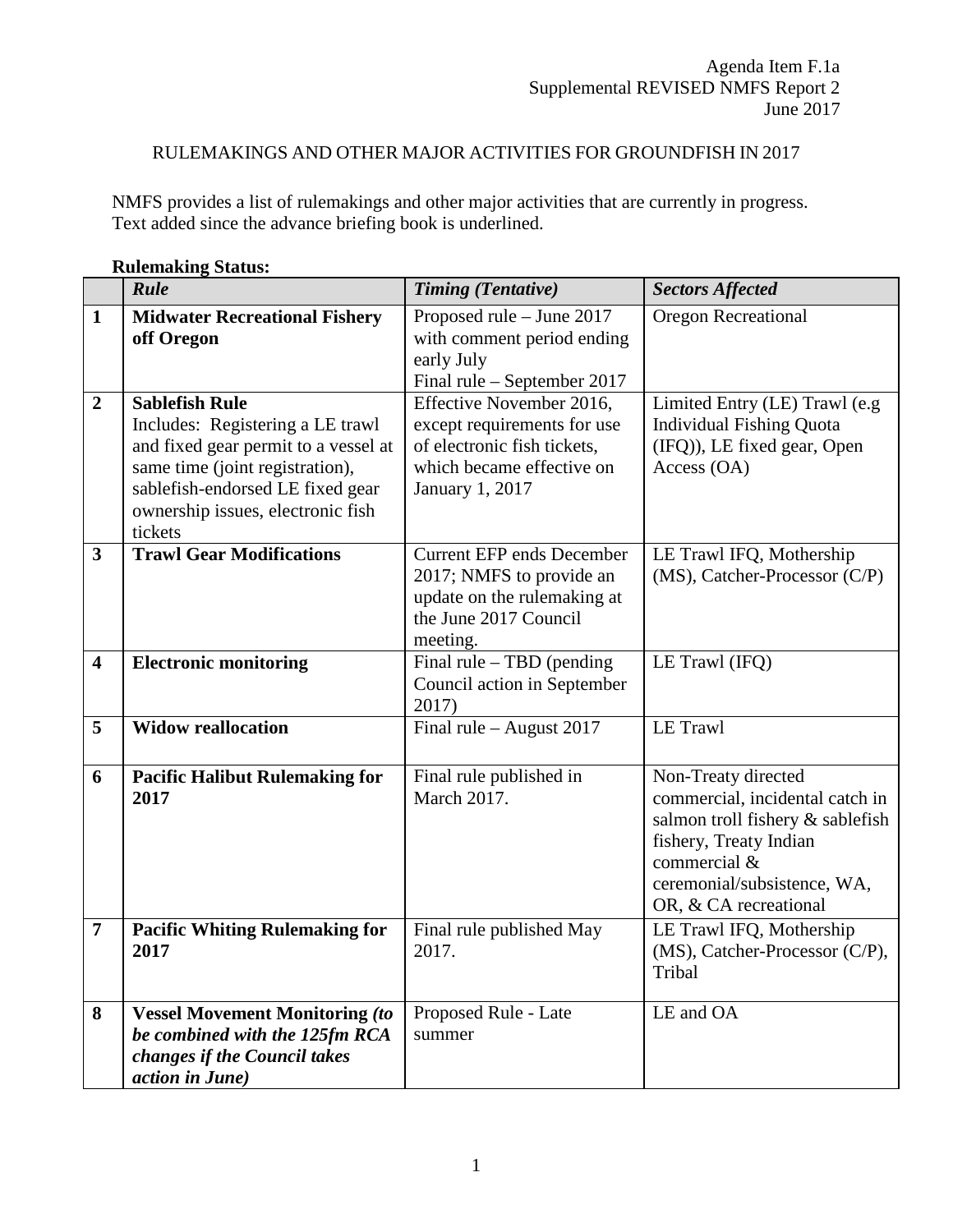Agenda Item F.1a
Supplemental REVISED NMFS Report 2
June 2017

# RULEMAKINGS AND OTHER MAJOR ACTIVITIES FOR GROUNDFISH IN 2017

NMFS provides a list of rulemakings and other major activities that are currently in progress. Text added since the advance briefing book is underlined.

**Rulemaking Status:**

| | *Rule* | *Timing (Tentative)* | *Sectors Affected* |
|---|---|---|---|
| **1** | **Midwater Recreational Fishery off Oregon** | Proposed rule – June 2017 with comment period ending early July<br>Final rule – September 2017 | Oregon Recreational |
| **2** | **Sablefish Rule**<br>Includes: Registering a LE trawl and fixed gear permit to a vessel at same time (joint registration), sablefish-endorsed LE fixed gear ownership issues, electronic fish tickets | Effective November 2016, except requirements for use of electronic fish tickets, which became effective on January 1, 2017 | Limited Entry (LE) Trawl (e.g Individual Fishing Quota (IFQ)), LE fixed gear, Open Access (OA) |
| **3** | **Trawl Gear Modifications** | Current EFP ends December 2017; NMFS to provide an update on the rulemaking at the June 2017 Council meeting. | LE Trawl IFQ, Mothership (MS), Catcher-Processor (C/P) |
| **4** | **Electronic monitoring** | Final rule – TBD (pending Council action in September 2017) | LE Trawl (IFQ) |
| **5** | **Widow reallocation** | Final rule – August 2017 | LE Trawl |
| **6** | **Pacific Halibut Rulemaking for 2017** | Final rule published in March 2017. | Non-Treaty directed commercial, incidental catch in salmon troll fishery & sablefish fishery, Treaty Indian commercial & ceremonial/subsistence, WA, OR, & CA recreational |
| **7** | **Pacific Whiting Rulemaking for 2017** | Final rule published May 2017. | LE Trawl IFQ, Mothership (MS), Catcher-Processor (C/P), Tribal |
| **8** | **Vessel Movement Monitoring** ***(to be combined with the 125fm RCA changes if the Council takes action in June)*** | Proposed Rule - Late summer | LE and OA |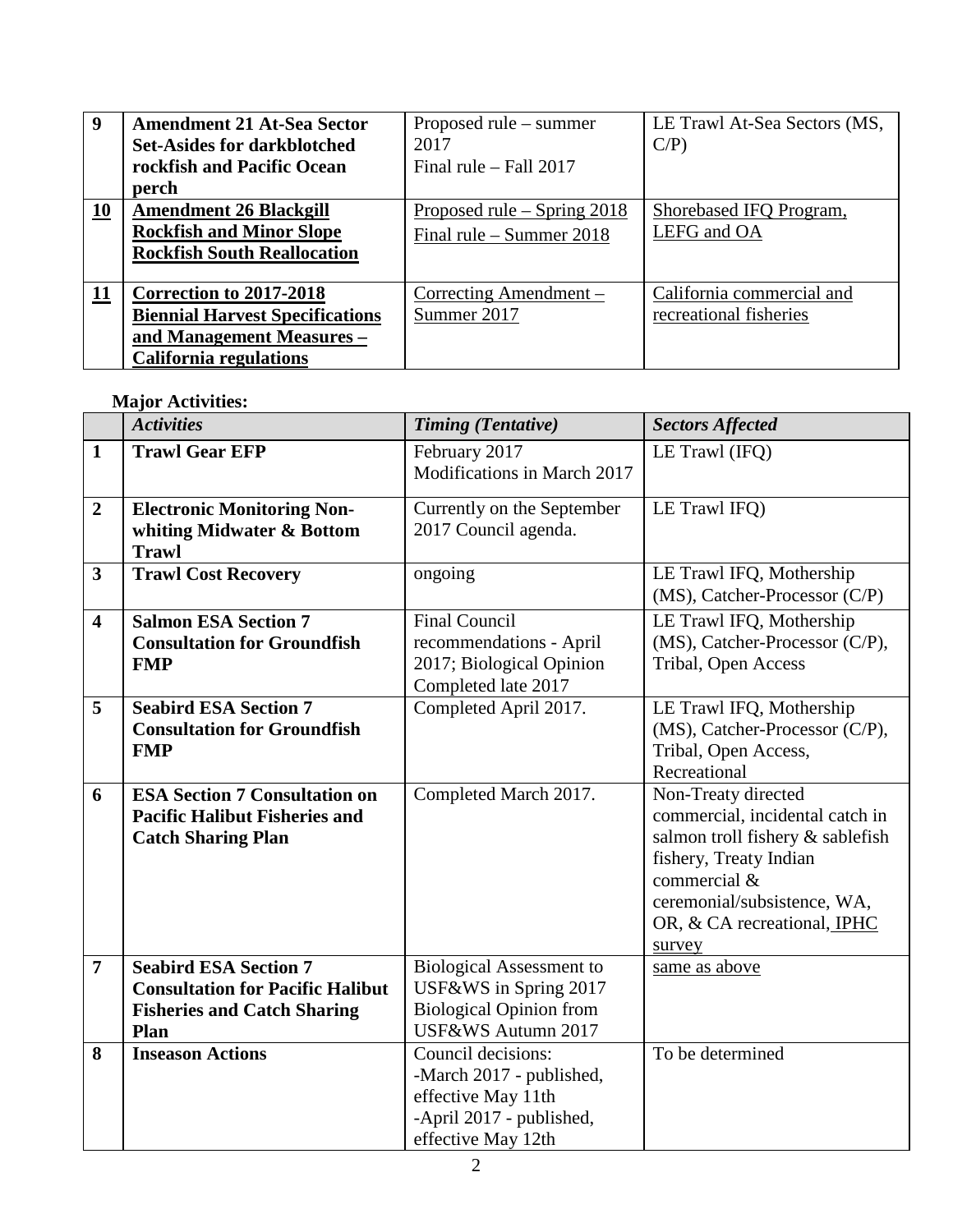| | | | |
|---|---|---|---|
| 9 | **Amendment 21 At-Sea Sector Set-Asides for darkblotched rockfish and Pacific Ocean perch** | Proposed rule – summer 2017<br>Final rule – Fall 2017 | LE Trawl At-Sea Sectors (MS, C/P) |
| 10 | **Amendment 26 Blackgill Rockfish and Minor Slope Rockfish South Reallocation** | Proposed rule – Spring 2018<br>Final rule – Summer 2018 | Shorebased IFQ Program, LEFG and OA |
| 11 | **Correction to 2017-2018 Biennial Harvest Specifications and Management Measures – California regulations** | Correcting Amendment – Summer 2017 | California commercial and recreational fisheries |

**Major Activities:**

| | *Activities* | *Timing (Tentative)* | *Sectors Affected* |
|---|---|---|---|
| 1 | **Trawl Gear EFP** | February 2017<br>Modifications in March 2017 | LE Trawl (IFQ) |
| 2 | **Electronic Monitoring Non-whiting Midwater & Bottom Trawl** | Currently on the September 2017 Council agenda. | LE Trawl IFQ) |
| 3 | **Trawl Cost Recovery** | ongoing | LE Trawl IFQ, Mothership (MS), Catcher-Processor (C/P) |
| 4 | **Salmon ESA Section 7 Consultation for Groundfish FMP** | Final Council recommendations - April 2017; Biological Opinion Completed late 2017 | LE Trawl IFQ, Mothership (MS), Catcher-Processor (C/P), Tribal, Open Access |
| 5 | **Seabird ESA Section 7 Consultation for Groundfish FMP** | Completed April 2017. | LE Trawl IFQ, Mothership (MS), Catcher-Processor (C/P), Tribal, Open Access, Recreational |
| 6 | **ESA Section 7 Consultation on Pacific Halibut Fisheries and Catch Sharing Plan** | Completed March 2017. | Non-Treaty directed commercial, incidental catch in salmon troll fishery & sablefish fishery, Treaty Indian commercial & ceremonial/subsistence, WA, OR, & CA recreational, IPHC survey |
| 7 | **Seabird ESA Section 7 Consultation for Pacific Halibut Fisheries and Catch Sharing Plan** | Biological Assessment to USF&WS in Spring 2017<br>Biological Opinion from USF&WS Autumn 2017 | same as above |
| 8 | **Inseason Actions** | Council decisions:<br>-March 2017 - published, effective May 11th<br>-April 2017 - published, effective May 12th | To be determined |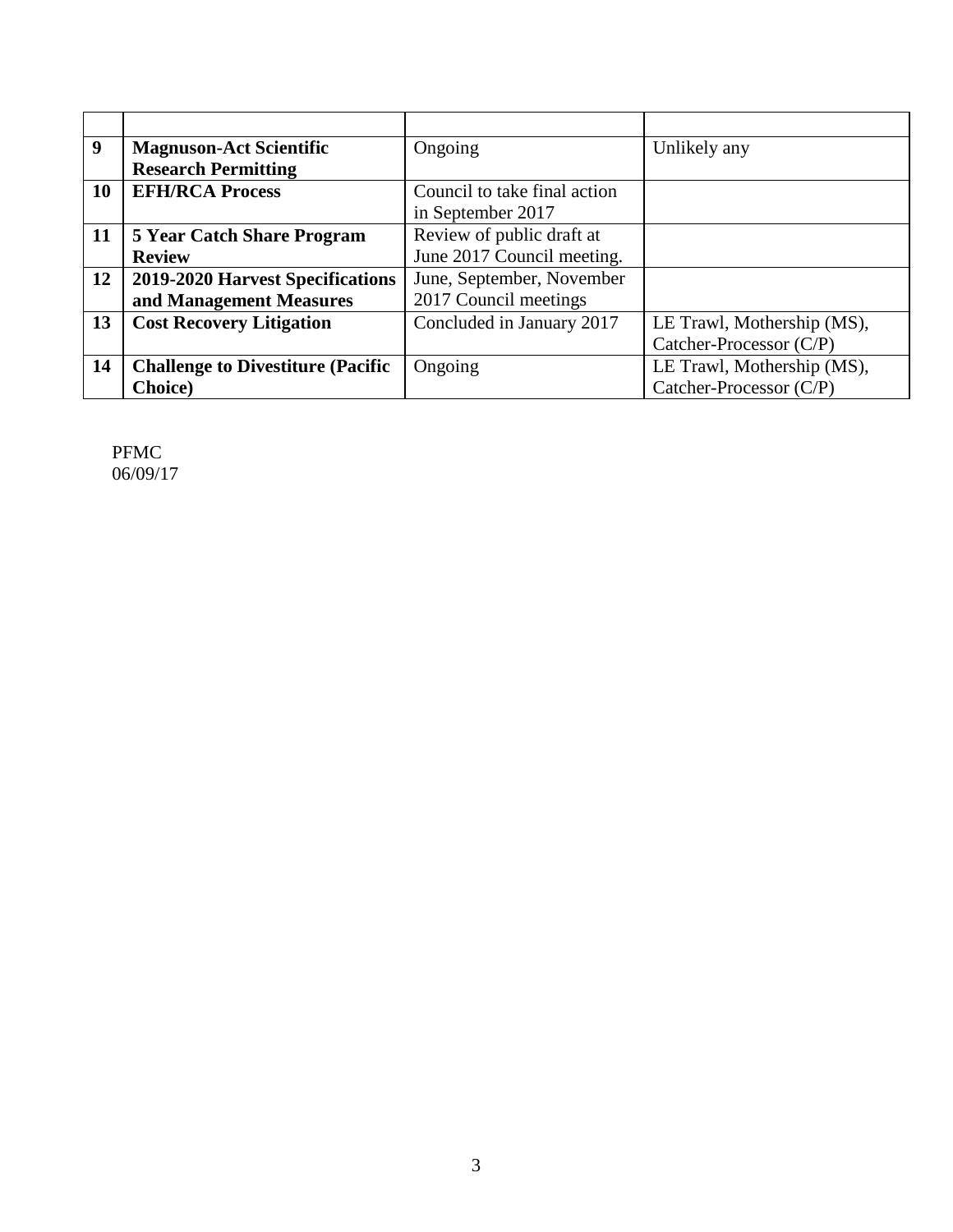| | | | |
|---|---|---|---|
| **9** | **Magnuson-Act Scientific Research Permitting** | Ongoing | Unlikely any |
| **10** | **EFH/RCA Process** | Council to take final action in September 2017 | |
| **11** | **5 Year Catch Share Program Review** | Review of public draft at June 2017 Council meeting. | |
| **12** | **2019-2020 Harvest Specifications and Management Measures** | June, September, November 2017 Council meetings | |
| **13** | **Cost Recovery Litigation** | Concluded in January 2017 | LE Trawl, Mothership (MS), Catcher-Processor (C/P) |
| **14** | **Challenge to Divestiture (Pacific Choice)** | Ongoing | LE Trawl, Mothership (MS), Catcher-Processor (C/P) |

PFMC
06/09/17